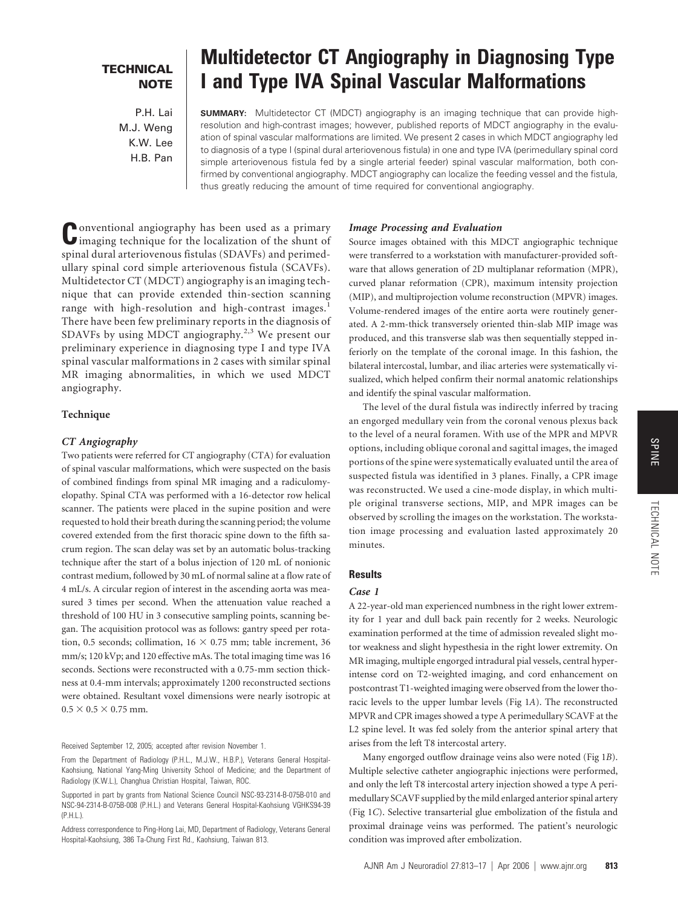**TECHNICAL NOTE**

# Multidetector CT Angiography in Diagnosing Type I and Type IVA Spinal Vascular Malformations

P.H. Lai
M.J. Weng
K.W. Lee
H.B. Pan

**SUMMARY:** Multidetector CT (MDCT) angiography is an imaging technique that can provide high-resolution and high-contrast images; however, published reports of MDCT angiography in the evaluation of spinal vascular malformations are limited. We present 2 cases in which MDCT angiography led to diagnosis of a type I (spinal dural arteriovenous fistula) in one and type IVA (perimedullary spinal cord simple arteriovenous fistula fed by a single arterial feeder) spinal vascular malformation, both confirmed by conventional angiography. MDCT angiography can localize the feeding vessel and the fistula, thus greatly reducing the amount of time required for conventional angiography.

Conventional angiography has been used as a primary imaging technique for the localization of the shunt of spinal dural arteriovenous fistulas (SDAVFs) and perimedullary spinal cord simple arteriovenous fistula (SCAVFs). Multidetector CT (MDCT) angiography is an imaging technique that can provide extended thin-section scanning range with high-resolution and high-contrast images.[1] There have been few preliminary reports in the diagnosis of SDAVFs by using MDCT angiography.[2,3] We present our preliminary experience in diagnosing type I and type IVA spinal vascular malformations in 2 cases with similar spinal MR imaging abnormalities, in which we used MDCT angiography.

## Technique

### *CT Angiography*

Two patients were referred for CT angiography (CTA) for evaluation of spinal vascular malformations, which were suspected on the basis of combined findings from spinal MR imaging and a radiculomyelopathy. Spinal CTA was performed with a 16-detector row helical scanner. The patients were placed in the supine position and were requested to hold their breath during the scanning period; the volume covered extended from the first thoracic spine down to the fifth sacrum region. The scan delay was set by an automatic bolus-tracking technique after the start of a bolus injection of 120 mL of nonionic contrast medium, followed by 30 mL of normal saline at a flow rate of 4 mL/s. A circular region of interest in the ascending aorta was measured 3 times per second. When the attenuation value reached a threshold of 100 HU in 3 consecutive sampling points, scanning began. The acquisition protocol was as follows: gantry speed per rotation, 0.5 seconds; collimation, $16 \times 0.75$ mm; table increment, 36 mm/s; 120 kVp; and 120 effective mAs. The total imaging time was 16 seconds. Sections were reconstructed with a 0.75-mm section thickness at 0.4-mm intervals; approximately 1200 reconstructed sections were obtained. Resultant voxel dimensions were nearly isotropic at $0.5 \times 0.5 \times 0.75$ mm.

### *Image Processing and Evaluation*

Source images obtained with this MDCT angiographic technique were transferred to a workstation with manufacturer-provided software that allows generation of 2D multiplanar reformation (MPR), curved planar reformation (CPR), maximum intensity projection (MIP), and multiprojection volume reconstruction (MPVR) images. Volume-rendered images of the entire aorta were routinely generated. A 2-mm-thick transversely oriented thin-slab MIP image was produced, and this transverse slab was then sequentially stepped inferiorly on the template of the coronal image. In this fashion, the bilateral intercostal, lumbar, and iliac arteries were systematically visualized, which helped confirm their normal anatomic relationships and identify the spinal vascular malformation.

The level of the dural fistula was indirectly inferred by tracing an engorged medullary vein from the coronal venous plexus back to the level of a neural foramen. With use of the MPR and MPVR options, including oblique coronal and sagittal images, the imaged portions of the spine were systematically evaluated until the area of suspected fistula was identified in 3 planes. Finally, a CPR image was reconstructed. We used a cine-mode display, in which multiple original transverse sections, MIP, and MPR images can be observed by scrolling the images on the workstation. The workstation image processing and evaluation lasted approximately 20 minutes.

## Results

### *Case 1*

A 22-year-old man experienced numbness in the right lower extremity for 1 year and dull back pain recently for 2 weeks. Neurologic examination performed at the time of admission revealed slight motor weakness and slight hypesthesia in the right lower extremity. On MR imaging, multiple engorged intradural pial vessels, central hyperintense cord on T2-weighted imaging, and cord enhancement on postcontrast T1-weighted imaging were observed from the lower thoracic levels to the upper lumbar levels (Fig 1*A*). The reconstructed MPVR and CPR images showed a type A perimedullary SCAVF at the L2 spine level. It was fed solely from the anterior spinal artery that arises from the left T8 intercostal artery.

Many engorged outflow drainage veins also were noted (Fig 1*B*). Multiple selective catheter angiographic injections were performed, and only the left T8 intercostal artery injection showed a type A perimedullary SCAVF supplied by the mild enlarged anterior spinal artery (Fig 1*C*). Selective transarterial glue embolization of the fistula and proximal drainage veins was performed. The patient's neurologic condition was improved after embolization.

Received September 12, 2005; accepted after revision November 1.

From the Department of Radiology (P.H.L., M.J.W., H.B.P.), Veterans General Hospital-Kaohsiung, National Yang-Ming University School of Medicine; and the Department of Radiology (K.W.L.), Changhua Christian Hospital, Taiwan, ROC.

Supported in part by grants from National Science Council NSC-93-2314-B-075B-010 and NSC-94-2314-B-075B-008 (P.H.L.) and Veterans General Hospital-Kaohsiung VGHKS94-39 (P.H.L.).

Address correspondence to Ping-Hong Lai, MD, Department of Radiology, Veterans General Hospital-Kaohsiung, 386 Ta-Chung First Rd., Kaohsiung, Taiwan 813.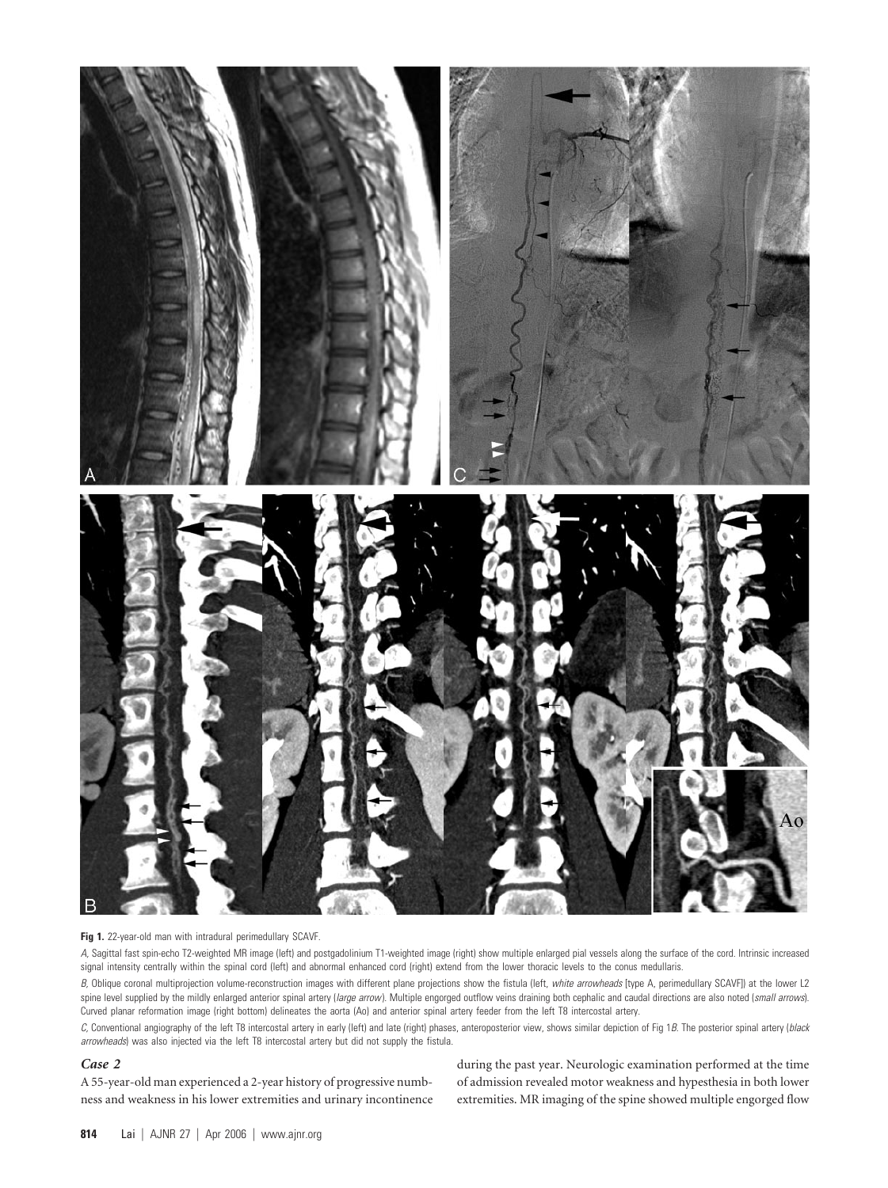**Fig 1.** 22-year-old man with intradural perimedullary SCAVF.

*A*, Sagittal fast spin-echo T2-weighted MR image (left) and postgadolinium T1-weighted image (right) show multiple enlarged pial vessels along the surface of the cord. Intrinsic increased signal intensity centrally within the spinal cord (left) and abnormal enhanced cord (right) extend from the lower thoracic levels to the conus medullaris.

*B*, Oblique coronal multiprojection volume-reconstruction images with different plane projections show the fistula (left, *white arrowheads* [type A, perimedullary SCAVF]) at the lower L2 spine level supplied by the mildly enlarged anterior spinal artery (*large arrow*). Multiple engorged outflow veins draining both cephalic and caudal directions are also noted (*small arrows*). Curved planar reformation image (right bottom) delineates the aorta (Ao) and anterior spinal artery feeder from the left T8 intercostal artery.

*C*, Conventional angiography of the left T8 intercostal artery in early (left) and late (right) phases, anteroposterior view, shows similar depiction of Fig 1*B*. The posterior spinal artery (*black arrowheads*) was also injected via the left T8 intercostal artery but did not supply the fistula.

### *Case 2*

A 55-year-old man experienced a 2-year history of progressive numbness and weakness in his lower extremities and urinary incontinence during the past year. Neurologic examination performed at the time of admission revealed motor weakness and hypesthesia in both lower extremities. MR imaging of the spine showed multiple engorged flow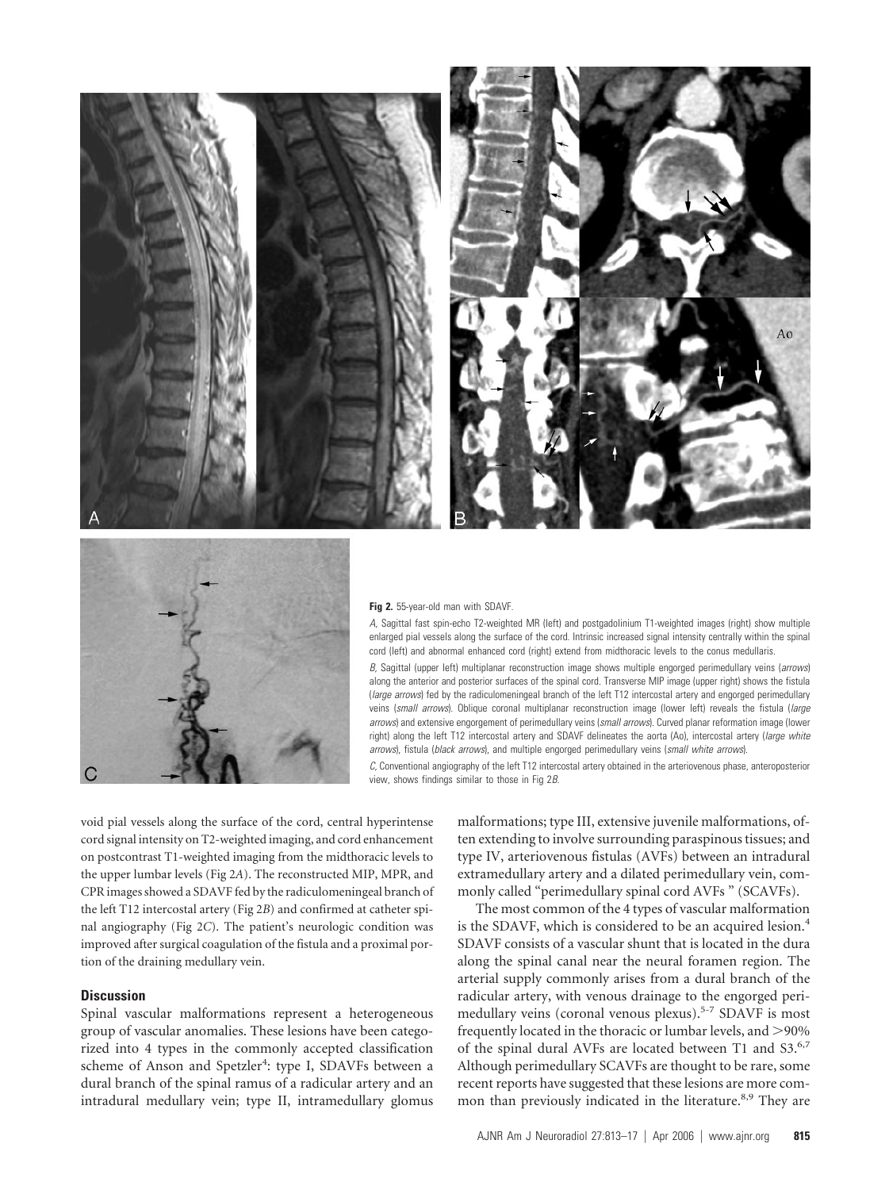**Fig 2.** 55-year-old man with SDAVF.

*A*, Sagittal fast spin-echo T2-weighted MR (left) and postgadolinium T1-weighted images (right) show multiple enlarged pial vessels along the surface of the cord. Intrinsic increased signal intensity centrally within the spinal cord (left) and abnormal enhanced cord (right) extend from midthoracic levels to the conus medullaris.

*B*, Sagittal (upper left) multiplanar reconstruction image shows multiple engorged perimedullary veins (*arrows*) along the anterior and posterior surfaces of the spinal cord. Transverse MIP image (upper right) shows the fistula (*large arrows*) fed by the radiculomeningeal branch of the left T12 intercostal artery and engorged perimedullary veins (*small arrows*). Oblique coronal multiplanar reconstruction image (lower left) reveals the fistula (*large arrows*) and extensive engorgement of perimedullary veins (*small arrows*). Curved planar reformation image (lower right) along the left T12 intercostal artery and SDAVF delineates the aorta (Ao), intercostal artery (*large white arrows*), fistula (*black arrows*), and multiple engorged perimedullary veins (*small white arrows*).

*C*, Conventional angiography of the left T12 intercostal artery obtained in the arteriovenous phase, anteroposterior view, shows findings similar to those in Fig 2*B*.

void pial vessels along the surface of the cord, central hyperintense cord signal intensity on T2-weighted imaging, and cord enhancement on postcontrast T1-weighted imaging from the midthoracic levels to the upper lumbar levels (Fig 2*A*). The reconstructed MIP, MPR, and CPR images showed a SDAVF fed by the radiculomeningeal branch of the left T12 intercostal artery (Fig 2*B*) and confirmed at catheter spinal angiography (Fig 2*C*). The patient's neurologic condition was improved after surgical coagulation of the fistula and a proximal portion of the draining medullary vein.

## Discussion

Spinal vascular malformations represent a heterogeneous group of vascular anomalies. These lesions have been categorized into 4 types in the commonly accepted classification scheme of Anson and Spetzler[4]: type I, SDAVFs between a dural branch of the spinal ramus of a radicular artery and an intradural medullary vein; type II, intramedullary glomus malformations; type III, extensive juvenile malformations, often extending to involve surrounding paraspinous tissues; and type IV, arteriovenous fistulas (AVFs) between an intradural extramedullary artery and a dilated perimedullary vein, commonly called "perimedullary spinal cord AVFs " (SCAVFs).

The most common of the 4 types of vascular malformation is the SDAVF, which is considered to be an acquired lesion.[4] SDAVF consists of a vascular shunt that is located in the dura along the spinal canal near the neural foramen region. The arterial supply commonly arises from a dural branch of the radicular artery, with venous drainage to the engorged perimedullary veins (coronal venous plexus).[5-7] SDAVF is most frequently located in the thoracic or lumbar levels, and >90% of the spinal dural AVFs are located between T1 and S3.[6,7] Although perimedullary SCAVFs are thought to be rare, some recent reports have suggested that these lesions are more common than previously indicated in the literature.[8,9] They are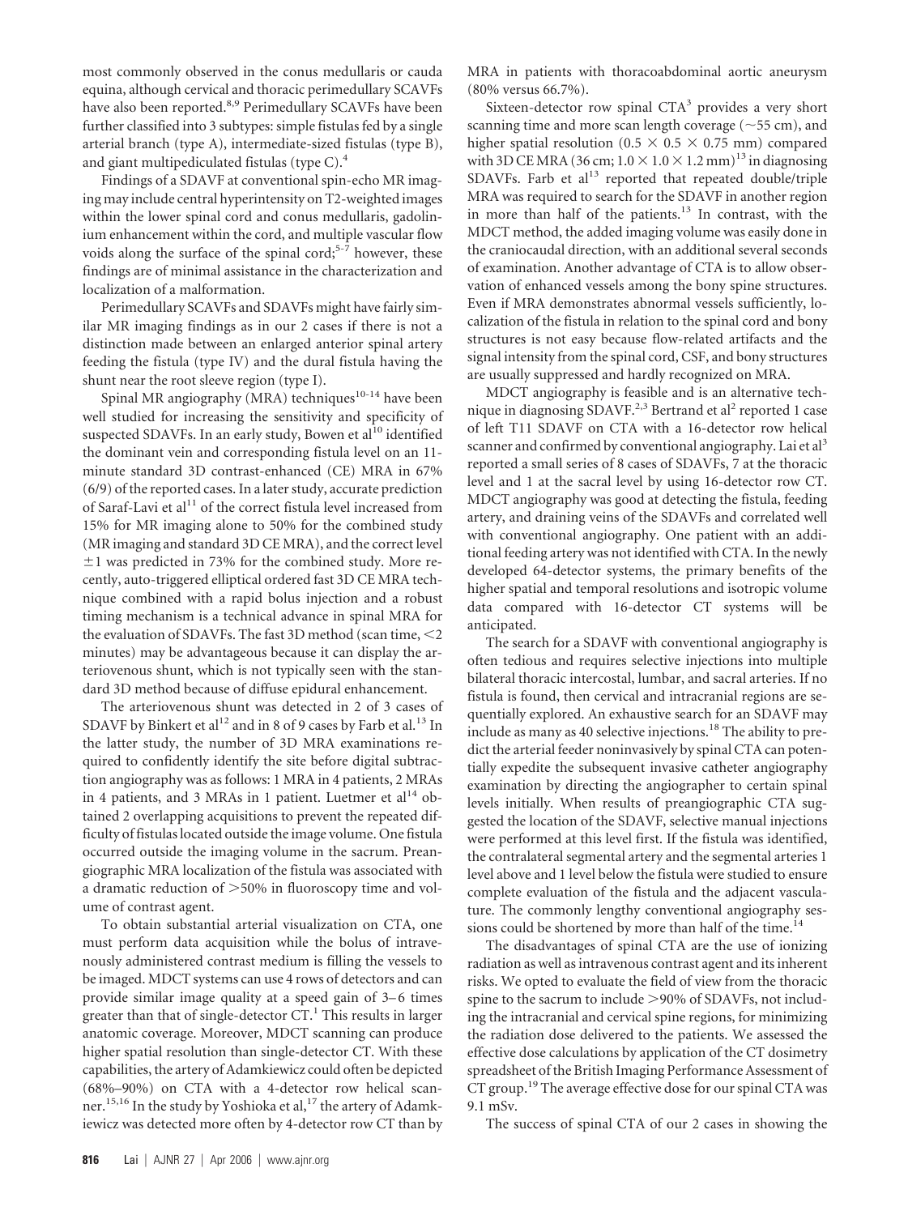most commonly observed in the conus medullaris or cauda equina, although cervical and thoracic perimedullary SCAVFs have also been reported.[8,9] Perimedullary SCAVFs have been further classified into 3 subtypes: simple fistulas fed by a single arterial branch (type A), intermediate-sized fistulas (type B), and giant multipediculated fistulas (type C).[4]

Findings of a SDAVF at conventional spin-echo MR imaging may include central hyperintensity on T2-weighted images within the lower spinal cord and conus medullaris, gadolinium enhancement within the cord, and multiple vascular flow voids along the surface of the spinal cord;[5-7] however, these findings are of minimal assistance in the characterization and localization of a malformation.

Perimedullary SCAVFs and SDAVFs might have fairly similar MR imaging findings as in our 2 cases if there is not a distinction made between an enlarged anterior spinal artery feeding the fistula (type IV) and the dural fistula having the shunt near the root sleeve region (type I).

Spinal MR angiography (MRA) techniques[10-14] have been well studied for increasing the sensitivity and specificity of suspected SDAVFs. In an early study, Bowen et al[10] identified the dominant vein and corresponding fistula level on an 11-minute standard 3D contrast-enhanced (CE) MRA in 67% (6/9) of the reported cases. In a later study, accurate prediction of Saraf-Lavi et al[11] of the correct fistula level increased from 15% for MR imaging alone to 50% for the combined study (MR imaging and standard 3D CE MRA), and the correct level $\pm 1$ was predicted in 73% for the combined study. More recently, auto-triggered elliptical ordered fast 3D CE MRA technique combined with a rapid bolus injection and a robust timing mechanism is a technical advance in spinal MRA for the evaluation of SDAVFs. The fast 3D method (scan time, $<2$ minutes) may be advantageous because it can display the arteriovenous shunt, which is not typically seen with the standard 3D method because of diffuse epidural enhancement.

The arteriovenous shunt was detected in 2 of 3 cases of SDAVF by Binkert et al[12] and in 8 of 9 cases by Farb et al.[13] In the latter study, the number of 3D MRA examinations required to confidently identify the site before digital subtraction angiography was as follows: 1 MRA in 4 patients, 2 MRAs in 4 patients, and 3 MRAs in 1 patient. Luetmer et al[14] obtained 2 overlapping acquisitions to prevent the repeated difficulty of fistulas located outside the image volume. One fistula occurred outside the imaging volume in the sacrum. Preangiographic MRA localization of the fistula was associated with a dramatic reduction of $>50\%$ in fluoroscopy time and volume of contrast agent.

To obtain substantial arterial visualization on CTA, one must perform data acquisition while the bolus of intravenously administered contrast medium is filling the vessels to be imaged. MDCT systems can use 4 rows of detectors and can provide similar image quality at a speed gain of 3–6 times greater than that of single-detector CT.[1] This results in larger anatomic coverage. Moreover, MDCT scanning can produce higher spatial resolution than single-detector CT. With these capabilities, the artery of Adamkiewicz could often be depicted (68%–90%) on CTA with a 4-detector row helical scanner.[15,16] In the study by Yoshioka et al,[17] the artery of Adamkiewicz was detected more often by 4-detector row CT than by MRA in patients with thoracoabdominal aortic aneurysm (80% versus 66.7%).

Sixteen-detector row spinal CTA[3] provides a very short scanning time and more scan length coverage ($\sim$55 cm), and higher spatial resolution ($0.5 \times 0.5 \times 0.75$ mm) compared with 3D CE MRA (36 cm; $1.0 \times 1.0 \times 1.2$ mm)[13] in diagnosing SDAVFs. Farb et al[13] reported that repeated double/triple MRA was required to search for the SDAVF in another region in more than half of the patients.[13] In contrast, with the MDCT method, the added imaging volume was easily done in the craniocaudal direction, with an additional several seconds of examination. Another advantage of CTA is to allow observation of enhanced vessels among the bony spine structures. Even if MRA demonstrates abnormal vessels sufficiently, localization of the fistula in relation to the spinal cord and bony structures is not easy because flow-related artifacts and the signal intensity from the spinal cord, CSF, and bony structures are usually suppressed and hardly recognized on MRA.

MDCT angiography is feasible and is an alternative technique in diagnosing SDAVF.[2,3] Bertrand et al[2] reported 1 case of left T11 SDAVF on CTA with a 16-detector row helical scanner and confirmed by conventional angiography. Lai et al[3] reported a small series of 8 cases of SDAVFs, 7 at the thoracic level and 1 at the sacral level by using 16-detector row CT. MDCT angiography was good at detecting the fistula, feeding artery, and draining veins of the SDAVFs and correlated well with conventional angiography. One patient with an additional feeding artery was not identified with CTA. In the newly developed 64-detector systems, the primary benefits of the higher spatial and temporal resolutions and isotropic volume data compared with 16-detector CT systems will be anticipated.

The search for a SDAVF with conventional angiography is often tedious and requires selective injections into multiple bilateral thoracic intercostal, lumbar, and sacral arteries. If no fistula is found, then cervical and intracranial regions are sequentially explored. An exhaustive search for an SDAVF may include as many as 40 selective injections.[18] The ability to predict the arterial feeder noninvasively by spinal CTA can potentially expedite the subsequent invasive catheter angiography examination by directing the angiographer to certain spinal levels initially. When results of preangiographic CTA suggested the location of the SDAVF, selective manual injections were performed at this level first. If the fistula was identified, the contralateral segmental artery and the segmental arteries 1 level above and 1 level below the fistula were studied to ensure complete evaluation of the fistula and the adjacent vasculature. The commonly lengthy conventional angiography sessions could be shortened by more than half of the time.[14]

The disadvantages of spinal CTA are the use of ionizing radiation as well as intravenous contrast agent and its inherent risks. We opted to evaluate the field of view from the thoracic spine to the sacrum to include $>90\%$ of SDAVFs, not including the intracranial and cervical spine regions, for minimizing the radiation dose delivered to the patients. We assessed the effective dose calculations by application of the CT dosimetry spreadsheet of the British Imaging Performance Assessment of CT group.[19] The average effective dose for our spinal CTA was 9.1 mSv.

The success of spinal CTA of our 2 cases in showing the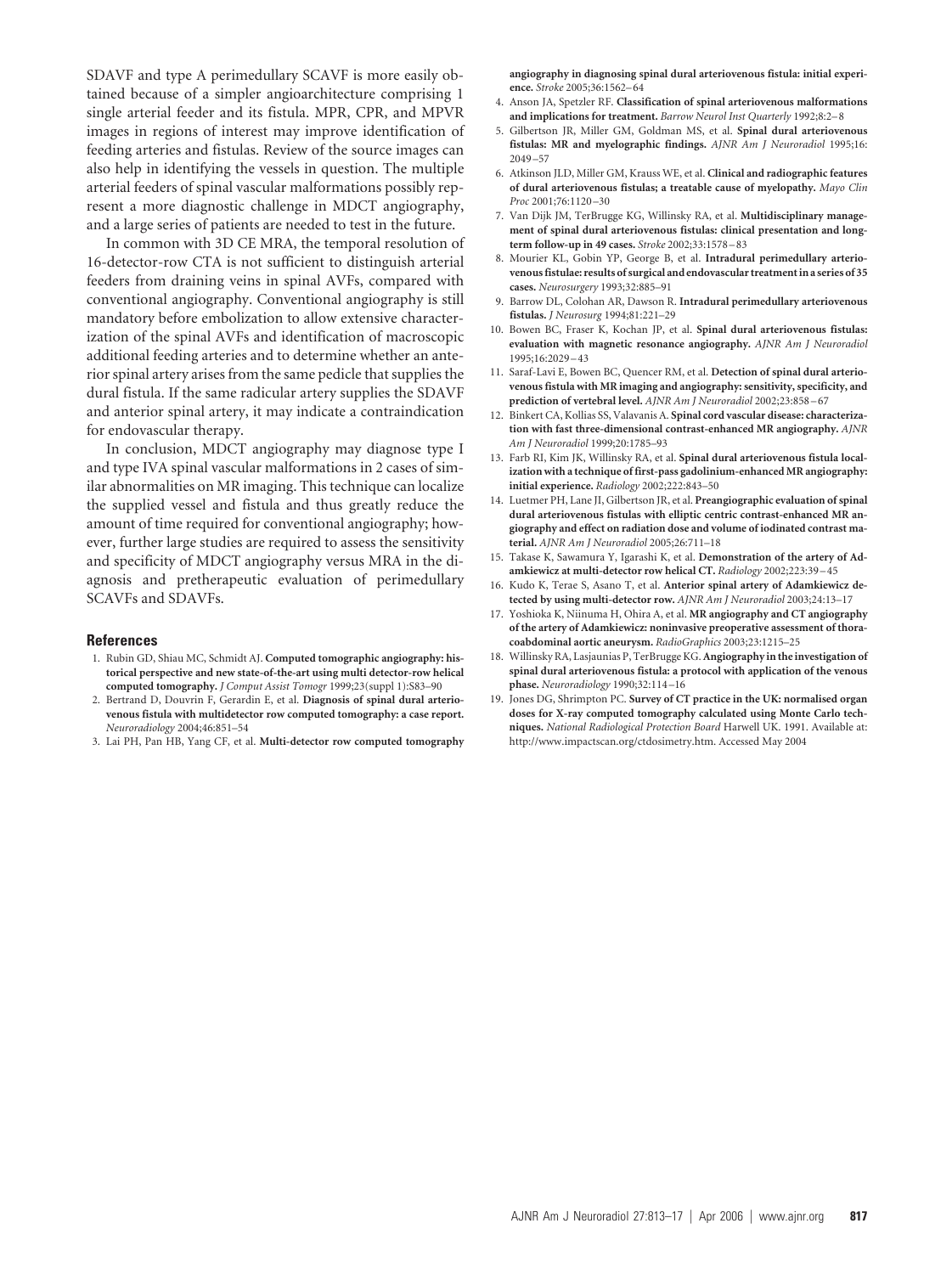SDAVF and type A perimedullary SCAVF is more easily obtained because of a simpler angioarchitecture comprising 1 single arterial feeder and its fistula. MPR, CPR, and MPVR images in regions of interest may improve identification of feeding arteries and fistulas. Review of the source images can also help in identifying the vessels in question. The multiple arterial feeders of spinal vascular malformations possibly represent a more diagnostic challenge in MDCT angiography, and a large series of patients are needed to test in the future.

In common with 3D CE MRA, the temporal resolution of 16-detector-row CTA is not sufficient to distinguish arterial feeders from draining veins in spinal AVFs, compared with conventional angiography. Conventional angiography is still mandatory before embolization to allow extensive characterization of the spinal AVFs and identification of macroscopic additional feeding arteries and to determine whether an anterior spinal artery arises from the same pedicle that supplies the dural fistula. If the same radicular artery supplies the SDAVF and anterior spinal artery, it may indicate a contraindication for endovascular therapy.

In conclusion, MDCT angiography may diagnose type I and type IVA spinal vascular malformations in 2 cases of similar abnormalities on MR imaging. This technique can localize the supplied vessel and fistula and thus greatly reduce the amount of time required for conventional angiography; however, further large studies are required to assess the sensitivity and specificity of MDCT angiography versus MRA in the diagnosis and pretherapeutic evaluation of perimedullary SCAVFs and SDAVFs.

## References

1. Rubin GD, Shiau MC, Schmidt AJ. **Computed tomographic angiography: historical perspective and new state-of-the-art using multi detector-row helical computed tomography.** *J Comput Assist Tomogr* 1999;23(suppl 1):S83–90
2. Bertrand D, Douvrin F, Gerardin E, et al. **Diagnosis of spinal dural arteriovenous fistula with multidetector row computed tomography: a case report.** *Neuroradiology* 2004;46:851–54
3. Lai PH, Pan HB, Yang CF, et al. **Multi-detector row computed tomography angiography in diagnosing spinal dural arteriovenous fistula: initial experience.** *Stroke* 2005;36:1562–64
4. Anson JA, Spetzler RF. **Classification of spinal arteriovenous malformations and implications for treatment.** *Barrow Neurol Inst Quarterly* 1992;8:2–8
5. Gilbertson JR, Miller GM, Goldman MS, et al. **Spinal dural arteriovenous fistulas: MR and myelographic findings.** *AJNR Am J Neuroradiol* 1995;16:2049–57
6. Atkinson JLD, Miller GM, Krauss WE, et al. **Clinical and radiographic features of dural arteriovenous fistulas; a treatable cause of myelopathy.** *Mayo Clin Proc* 2001;76:1120–30
7. Van Dijk JM, TerBrugge KG, Willinsky RA, et al. **Multidisciplinary management of spinal dural arteriovenous fistulas: clinical presentation and long-term follow-up in 49 cases.** *Stroke* 2002;33:1578–83
8. Mourier KL, Gobin YP, George B, et al. **Intradural perimedullary arteriovenous fistulae: results of surgical and endovascular treatment in a series of 35 cases.** *Neurosurgery* 1993;32:885–91
9. Barrow DL, Colohan AR, Dawson R. **Intradural perimedullary arteriovenous fistulas.** *J Neurosurg* 1994;81:221–29
10. Bowen BC, Fraser K, Kochan JP, et al. **Spinal dural arteriovenous fistulas: evaluation with magnetic resonance angiography.** *AJNR Am J Neuroradiol* 1995;16:2029–43
11. Saraf-Lavi E, Bowen BC, Quencer RM, et al. **Detection of spinal dural arteriovenous fistula with MR imaging and angiography: sensitivity, specificity, and prediction of vertebral level.** *AJNR Am J Neuroradiol* 2002;23:858–67
12. Binkert CA, Kollias SS, Valavanis A. **Spinal cord vascular disease: characterization with fast three-dimensional contrast-enhanced MR angiography.** *AJNR Am J Neuroradiol* 1999;20:1785–93
13. Farb RI, Kim JK, Willinsky RA, et al. **Spinal dural arteriovenous fistula localization with a technique of first-pass gadolinium-enhanced MR angiography: initial experience.** *Radiology* 2002;222:843–50
14. Luetmer PH, Lane JI, Gilbertson JR, et al. **Preangiographic evaluation of spinal dural arteriovenous fistulas with elliptic centric contrast-enhanced MR angiography and effect on radiation dose and volume of iodinated contrast material.** *AJNR Am J Neuroradiol* 2005;26:711–18
15. Takase K, Sawamura Y, Igarashi K, et al. **Demonstration of the artery of Adamkiewicz at multi-detector row helical CT.** *Radiology* 2002;223:39–45
16. Kudo K, Terae S, Asano T, et al. **Anterior spinal artery of Adamkiewicz detected by using multi-detector row.** *AJNR Am J Neuroradiol* 2003;24:13–17
17. Yoshioka K, Niinuma H, Ohira A, et al. **MR angiography and CT angiography of the artery of Adamkiewicz: noninvasive preoperative assessment of thoracoabdominal aortic aneurysm.** *RadioGraphics* 2003;23:1215–25
18. Willinsky RA, Lasjaunias P, TerBrugge KG. **Angiography in the investigation of spinal dural arteriovenous fistula: a protocol with application of the venous phase.** *Neuroradiology* 1990;32:114–16
19. Jones DG, Shrimpton PC. **Survey of CT practice in the UK: normalised organ doses for X-ray computed tomography calculated using Monte Carlo techniques.** *National Radiological Protection Board* Harwell UK. 1991. Available at: http://www.impactscan.org/ctdosimetry.htm. Accessed May 2004